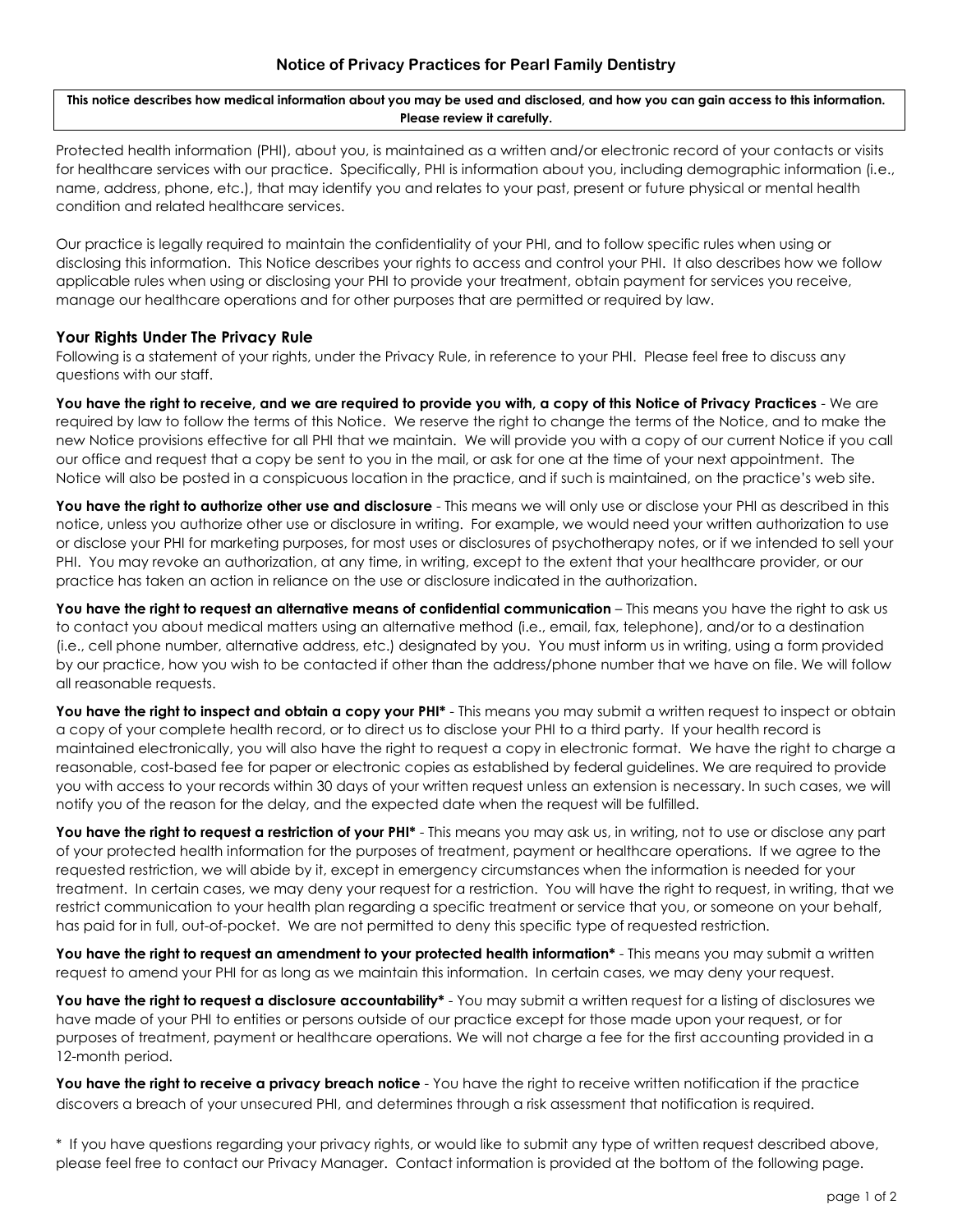# Notice of Privacy Practices for Pearl Family Dentistry

**This notice describes how medical information about you may be used and disclosed, and how you can gain access to this information. Please review it carefully.**

Protected health information (PHI), about you, is maintained as a written and/or electronic record of your contacts or visits for healthcare services with our practice. Specifically, PHI is information about you, including demographic information (i.e., name, address, phone, etc.), that may identify you and relates to your past, present or future physical or mental health condition and related healthcare services.

Our practice is legally required to maintain the confidentiality of your PHI, and to follow specific rules when using or disclosing this information. This Notice describes your rights to access and control your PHI. It also describes how we follow applicable rules when using or disclosing your PHI to provide your treatment, obtain payment for services you receive, manage our healthcare operations and for other purposes that are permitted or required by law.

## Your Rights Under The Privacy Rule

Following is a statement of your rights, under the Privacy Rule, in reference to your PHI. Please feel free to discuss any questions with our staff.

**You have the right to receive, and we are required to provide you with, a copy of this Notice of Privacy Practices** - We are required by law to follow the terms of this Notice. We reserve the right to change the terms of the Notice, and to make the new Notice provisions effective for all PHI that we maintain. We will provide you with a copy of our current Notice if you call our office and request that a copy be sent to you in the mail, or ask for one at the time of your next appointment. The Notice will also be posted in a conspicuous location in the practice, and if such is maintained, on the practice's web site.

**You have the right to authorize other use and disclosure** - This means we will only use or disclose your PHI as described in this notice, unless you authorize other use or disclosure in writing. For example, we would need your written authorization to use or disclose your PHI for marketing purposes, for most uses or disclosures of psychotherapy notes, or if we intended to sell your PHI. You may revoke an authorization, at any time, in writing, except to the extent that your healthcare provider, or our practice has taken an action in reliance on the use or disclosure indicated in the authorization.

**You have the right to request an alternative means of confidential communication** – This means you have the right to ask us to contact you about medical matters using an alternative method (i.e., email, fax, telephone), and/or to a destination (i.e., cell phone number, alternative address, etc.) designated by you. You must inform us in writing, using a form provided by our practice, how you wish to be contacted if other than the address/phone number that we have on file. We will follow all reasonable requests.

**You have the right to inspect and obtain a copy your PHI*** - This means you may submit a written request to inspect or obtain a copy of your complete health record, or to direct us to disclose your PHI to a third party. If your health record is maintained electronically, you will also have the right to request a copy in electronic format. We have the right to charge a reasonable, cost-based fee for paper or electronic copies as established by federal guidelines. We are required to provide you with access to your records within 30 days of your written request unless an extension is necessary. In such cases, we will notify you of the reason for the delay, and the expected date when the request will be fulfilled.

**You have the right to request a restriction of your PHI*** - This means you may ask us, in writing, not to use or disclose any part of your protected health information for the purposes of treatment, payment or healthcare operations. If we agree to the requested restriction, we will abide by it, except in emergency circumstances when the information is needed for your treatment. In certain cases, we may deny your request for a restriction. You will have the right to request, in writing, that we restrict communication to your health plan regarding a specific treatment or service that you, or someone on your behalf, has paid for in full, out-of-pocket. We are not permitted to deny this specific type of requested restriction.

**You have the right to request an amendment to your protected health information*** - This means you may submit a written request to amend your PHI for as long as we maintain this information. In certain cases, we may deny your request.

**You have the right to request a disclosure accountability*** - You may submit a written request for a listing of disclosures we have made of your PHI to entities or persons outside of our practice except for those made upon your request, or for purposes of treatment, payment or healthcare operations. We will not charge a fee for the first accounting provided in a 12-month period.

**You have the right to receive a privacy breach notice** - You have the right to receive written notification if the practice discovers a breach of your unsecured PHI, and determines through a risk assessment that notification is required.

\* If you have questions regarding your privacy rights, or would like to submit any type of written request described above, please feel free to contact our Privacy Manager. Contact information is provided at the bottom of the following page.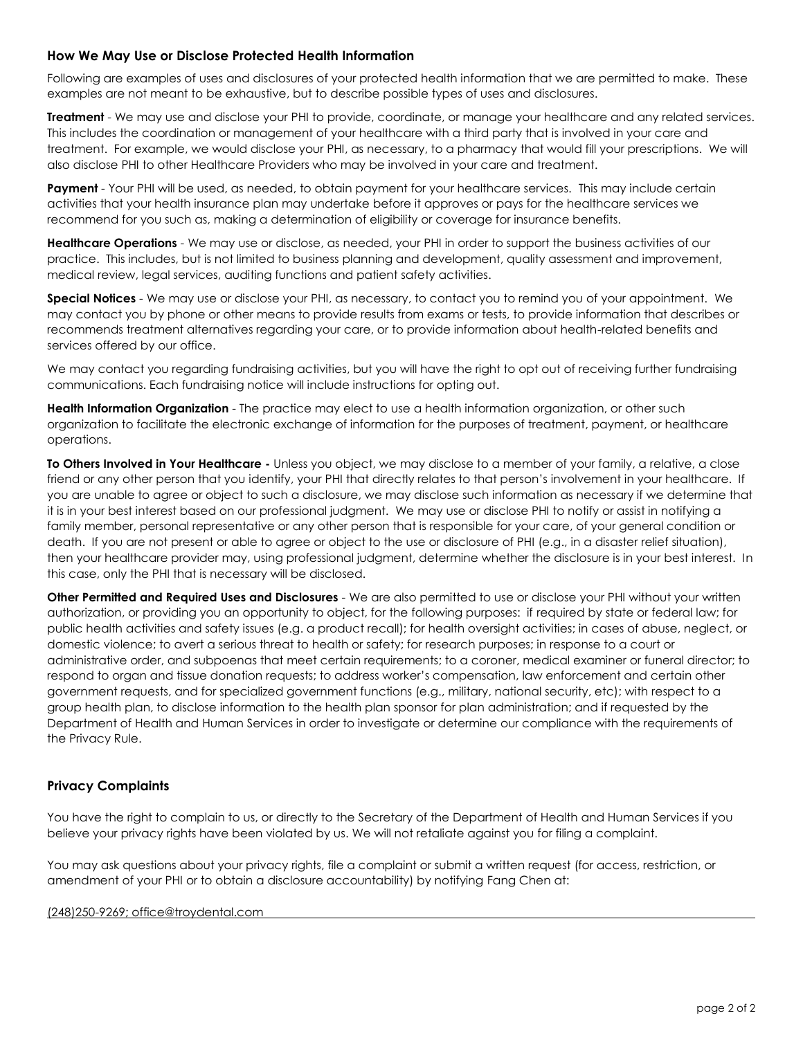## How We May Use or Disclose Protected Health Information

Following are examples of uses and disclosures of your protected health information that we are permitted to make. These examples are not meant to be exhaustive, but to describe possible types of uses and disclosures.

**Treatment** - We may use and disclose your PHI to provide, coordinate, or manage your healthcare and any related services. This includes the coordination or management of your healthcare with a third party that is involved in your care and treatment. For example, we would disclose your PHI, as necessary, to a pharmacy that would fill your prescriptions. We will also disclose PHI to other Healthcare Providers who may be involved in your care and treatment.

**Payment** - Your PHI will be used, as needed, to obtain payment for your healthcare services. This may include certain activities that your health insurance plan may undertake before it approves or pays for the healthcare services we recommend for you such as, making a determination of eligibility or coverage for insurance benefits.

**Healthcare Operations** - We may use or disclose, as needed, your PHI in order to support the business activities of our practice. This includes, but is not limited to business planning and development, quality assessment and improvement, medical review, legal services, auditing functions and patient safety activities.

**Special Notices** - We may use or disclose your PHI, as necessary, to contact you to remind you of your appointment. We may contact you by phone or other means to provide results from exams or tests, to provide information that describes or recommends treatment alternatives regarding your care, or to provide information about health-related benefits and services offered by our office.

We may contact you regarding fundraising activities, but you will have the right to opt out of receiving further fundraising communications. Each fundraising notice will include instructions for opting out.

**Health Information Organization** - The practice may elect to use a health information organization, or other such organization to facilitate the electronic exchange of information for the purposes of treatment, payment, or healthcare operations.

**To Others Involved in Your Healthcare -** Unless you object, we may disclose to a member of your family, a relative, a close friend or any other person that you identify, your PHI that directly relates to that person's involvement in your healthcare. If you are unable to agree or object to such a disclosure, we may disclose such information as necessary if we determine that it is in your best interest based on our professional judgment. We may use or disclose PHI to notify or assist in notifying a family member, personal representative or any other person that is responsible for your care, of your general condition or death. If you are not present or able to agree or object to the use or disclosure of PHI (e.g., in a disaster relief situation), then your healthcare provider may, using professional judgment, determine whether the disclosure is in your best interest. In this case, only the PHI that is necessary will be disclosed.

**Other Permitted and Required Uses and Disclosures** - We are also permitted to use or disclose your PHI without your written authorization, or providing you an opportunity to object, for the following purposes: if required by state or federal law; for public health activities and safety issues (e.g. a product recall); for health oversight activities; in cases of abuse, neglect, or domestic violence; to avert a serious threat to health or safety; for research purposes; in response to a court or administrative order, and subpoenas that meet certain requirements; to a coroner, medical examiner or funeral director; to respond to organ and tissue donation requests; to address worker's compensation, law enforcement and certain other government requests, and for specialized government functions (e.g., military, national security, etc); with respect to a group health plan, to disclose information to the health plan sponsor for plan administration; and if requested by the Department of Health and Human Services in order to investigate or determine our compliance with the requirements of the Privacy Rule.

## Privacy Complaints

You have the right to complain to us, or directly to the Secretary of the Department of Health and Human Services if you believe your privacy rights have been violated by us. We will not retaliate against you for filing a complaint.

You may ask questions about your privacy rights, file a complaint or submit a written request (for access, restriction, or amendment of your PHI or to obtain a disclosure accountability) by notifying Fang Chen at:

(248)250-9269; office@troydental.com